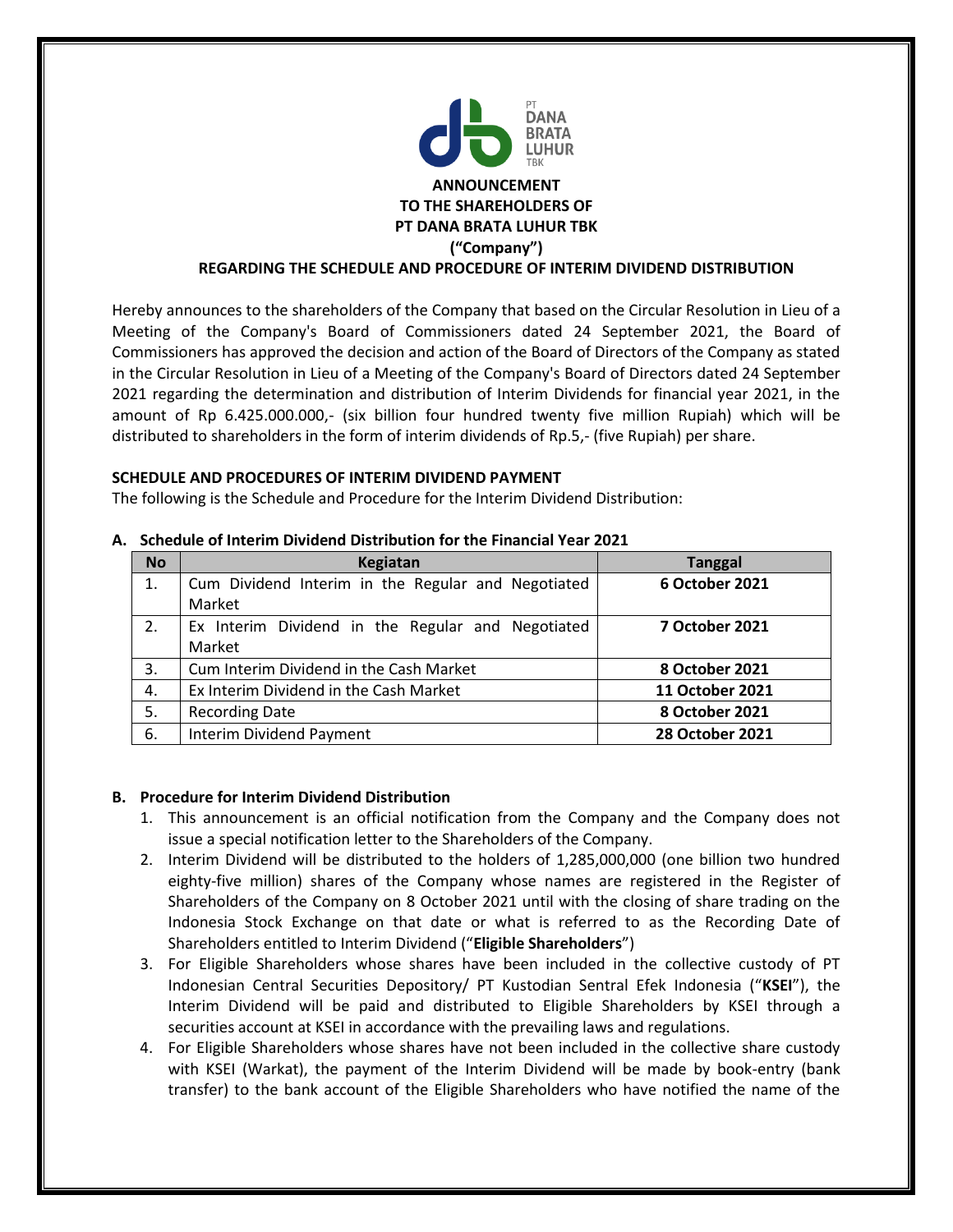PT DANA BRATA LUHUR TBK

**ANNOUNCEMENT**
**TO THE SHAREHOLDERS OF**
**PT DANA BRATA LUHUR TBK**
**("Company")**
**REGARDING THE SCHEDULE AND PROCEDURE OF INTERIM DIVIDEND DISTRIBUTION**

Hereby announces to the shareholders of the Company that based on the Circular Resolution in Lieu of a Meeting of the Company's Board of Commissioners dated 24 September 2021, the Board of Commissioners has approved the decision and action of the Board of Directors of the Company as stated in the Circular Resolution in Lieu of a Meeting of the Company's Board of Directors dated 24 September 2021 regarding the determination and distribution of Interim Dividends for financial year 2021, in the amount of Rp 6.425.000.000,- (six billion four hundred twenty five million Rupiah) which will be distributed to shareholders in the form of interim dividends of Rp.5,- (five Rupiah) per share.

**SCHEDULE AND PROCEDURES OF INTERIM DIVIDEND PAYMENT**

The following is the Schedule and Procedure for the Interim Dividend Distribution:

**A. Schedule of Interim Dividend Distribution for the Financial Year 2021**

| No | Kegiatan | Tanggal |
|---|---|---|
| 1. | Cum Dividend Interim in the Regular and Negotiated Market | **6 October 2021** |
| 2. | Ex Interim Dividend in the Regular and Negotiated Market | **7 October 2021** |
| 3. | Cum Interim Dividend in the Cash Market | **8 October 2021** |
| 4. | Ex Interim Dividend in the Cash Market | **11 October 2021** |
| 5. | Recording Date | **8 October 2021** |
| 6. | Interim Dividend Payment | **28 October 2021** |

**B. Procedure for Interim Dividend Distribution**

1. This announcement is an official notification from the Company and the Company does not issue a special notification letter to the Shareholders of the Company.
2. Interim Dividend will be distributed to the holders of 1,285,000,000 (one billion two hundred eighty-five million) shares of the Company whose names are registered in the Register of Shareholders of the Company on 8 October 2021 until with the closing of share trading on the Indonesia Stock Exchange on that date or what is referred to as the Recording Date of Shareholders entitled to Interim Dividend ("**Eligible Shareholders**")
3. For Eligible Shareholders whose shares have been included in the collective custody of PT Indonesian Central Securities Depository/ PT Kustodian Sentral Efek Indonesia ("**KSEI**"), the Interim Dividend will be paid and distributed to Eligible Shareholders by KSEI through a securities account at KSEI in accordance with the prevailing laws and regulations.
4. For Eligible Shareholders whose shares have not been included in the collective share custody with KSEI (Warkat), the payment of the Interim Dividend will be made by book-entry (bank transfer) to the bank account of the Eligible Shareholders who have notified the name of the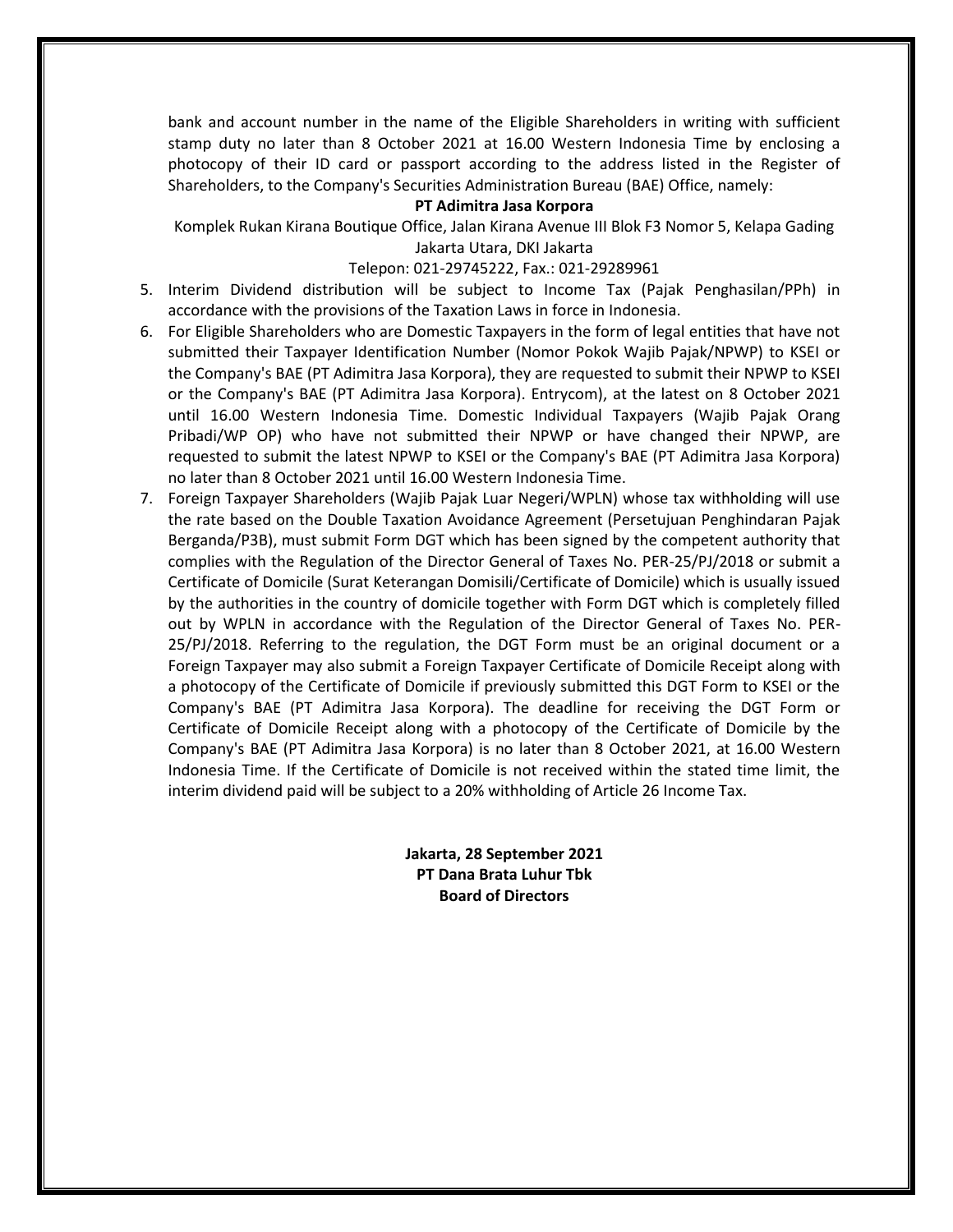bank and account number in the name of the Eligible Shareholders in writing with sufficient stamp duty no later than 8 October 2021 at 16.00 Western Indonesia Time by enclosing a photocopy of their ID card or passport according to the address listed in the Register of Shareholders, to the Company's Securities Administration Bureau (BAE) Office, namely:

**PT Adimitra Jasa Korpora**

Komplek Rukan Kirana Boutique Office, Jalan Kirana Avenue III Blok F3 Nomor 5, Kelapa Gading Jakarta Utara, DKI Jakarta

Telepon: 021-29745222, Fax.: 021-29289961

5. Interim Dividend distribution will be subject to Income Tax (Pajak Penghasilan/PPh) in accordance with the provisions of the Taxation Laws in force in Indonesia.
6. For Eligible Shareholders who are Domestic Taxpayers in the form of legal entities that have not submitted their Taxpayer Identification Number (Nomor Pokok Wajib Pajak/NPWP) to KSEI or the Company's BAE (PT Adimitra Jasa Korpora), they are requested to submit their NPWP to KSEI or the Company's BAE (PT Adimitra Jasa Korpora). Entrycom), at the latest on 8 October 2021 until 16.00 Western Indonesia Time. Domestic Individual Taxpayers (Wajib Pajak Orang Pribadi/WP OP) who have not submitted their NPWP or have changed their NPWP, are requested to submit the latest NPWP to KSEI or the Company's BAE (PT Adimitra Jasa Korpora) no later than 8 October 2021 until 16.00 Western Indonesia Time.
7. Foreign Taxpayer Shareholders (Wajib Pajak Luar Negeri/WPLN) whose tax withholding will use the rate based on the Double Taxation Avoidance Agreement (Persetujuan Penghindaran Pajak Berganda/P3B), must submit Form DGT which has been signed by the competent authority that complies with the Regulation of the Director General of Taxes No. PER-25/PJ/2018 or submit a Certificate of Domicile (Surat Keterangan Domisili/Certificate of Domicile) which is usually issued by the authorities in the country of domicile together with Form DGT which is completely filled out by WPLN in accordance with the Regulation of the Director General of Taxes No. PER-25/PJ/2018. Referring to the regulation, the DGT Form must be an original document or a Foreign Taxpayer may also submit a Foreign Taxpayer Certificate of Domicile Receipt along with a photocopy of the Certificate of Domicile if previously submitted this DGT Form to KSEI or the Company's BAE (PT Adimitra Jasa Korpora). The deadline for receiving the DGT Form or Certificate of Domicile Receipt along with a photocopy of the Certificate of Domicile by the Company's BAE (PT Adimitra Jasa Korpora) is no later than 8 October 2021, at 16.00 Western Indonesia Time. If the Certificate of Domicile is not received within the stated time limit, the interim dividend paid will be subject to a 20% withholding of Article 26 Income Tax.

**Jakarta, 28 September 2021**
**PT Dana Brata Luhur Tbk**
**Board of Directors**